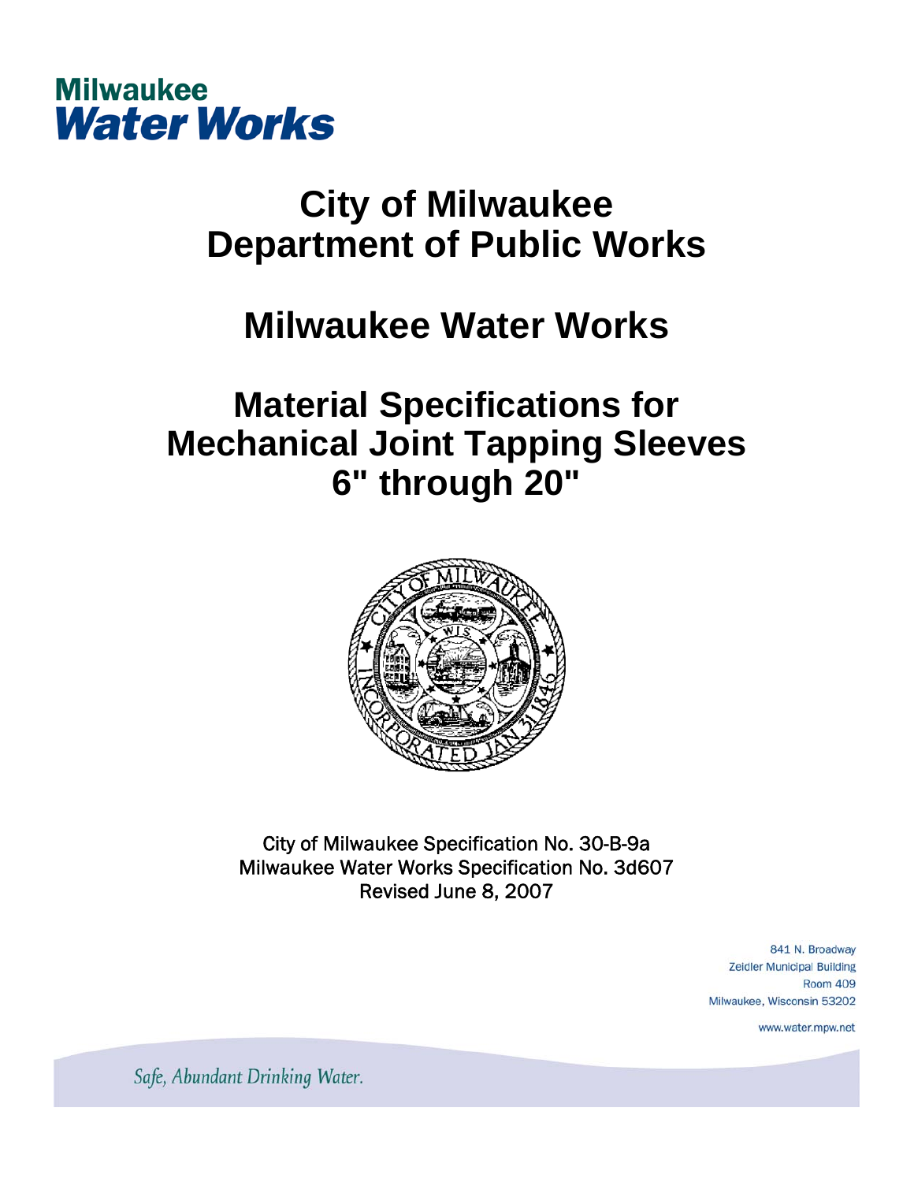Milwaukee
**Water Works**

# City of Milwaukee
# Department of Public Works

# Milwaukee Water Works

# Material Specifications for Mechanical Joint Tapping Sleeves 6" through 20"

City of Milwaukee Specification No. 30-B-9a
Milwaukee Water Works Specification No. 3d607
Revised June 8, 2007

841 N. Broadway
Zeidler Municipal Building
Room 409
Milwaukee, Wisconsin 53202

www.water.mpw.net

*Safe, Abundant Drinking Water.*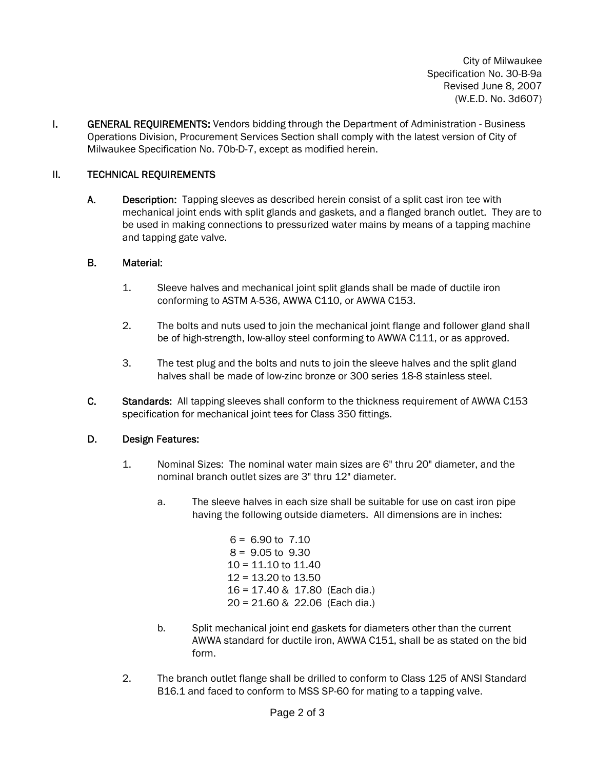City of Milwaukee
Specification No. 30-B-9a
Revised June 8, 2007
(W.E.D. No. 3d607)

I. **GENERAL REQUIREMENTS:** Vendors bidding through the Department of Administration - Business Operations Division, Procurement Services Section shall comply with the latest version of City of Milwaukee Specification No. 70b-D-7, except as modified herein.

II. **TECHNICAL REQUIREMENTS**

A. **Description:** Tapping sleeves as described herein consist of a split cast iron tee with mechanical joint ends with split glands and gaskets, and a flanged branch outlet. They are to be used in making connections to pressurized water mains by means of a tapping machine and tapping gate valve.

B. **Material:**

1. Sleeve halves and mechanical joint split glands shall be made of ductile iron conforming to ASTM A-536, AWWA C110, or AWWA C153.

2. The bolts and nuts used to join the mechanical joint flange and follower gland shall be of high-strength, low-alloy steel conforming to AWWA C111, or as approved.

3. The test plug and the bolts and nuts to join the sleeve halves and the split gland halves shall be made of low-zinc bronze or 300 series 18-8 stainless steel.

C. **Standards:** All tapping sleeves shall conform to the thickness requirement of AWWA C153 specification for mechanical joint tees for Class 350 fittings.

D. **Design Features:**

1. Nominal Sizes: The nominal water main sizes are 6" thru 20" diameter, and the nominal branch outlet sizes are 3" thru 12" diameter.

   a. The sleeve halves in each size shall be suitable for use on cast iron pipe having the following outside diameters. All dimensions are in inches:

      6 = 6.90 to 7.10
      8 = 9.05 to 9.30
      10 = 11.10 to 11.40
      12 = 13.20 to 13.50
      16 = 17.40 & 17.80 (Each dia.)
      20 = 21.60 & 22.06 (Each dia.)

   b. Split mechanical joint end gaskets for diameters other than the current AWWA standard for ductile iron, AWWA C151, shall be as stated on the bid form.

2. The branch outlet flange shall be drilled to conform to Class 125 of ANSI Standard B16.1 and faced to conform to MSS SP-60 for mating to a tapping valve.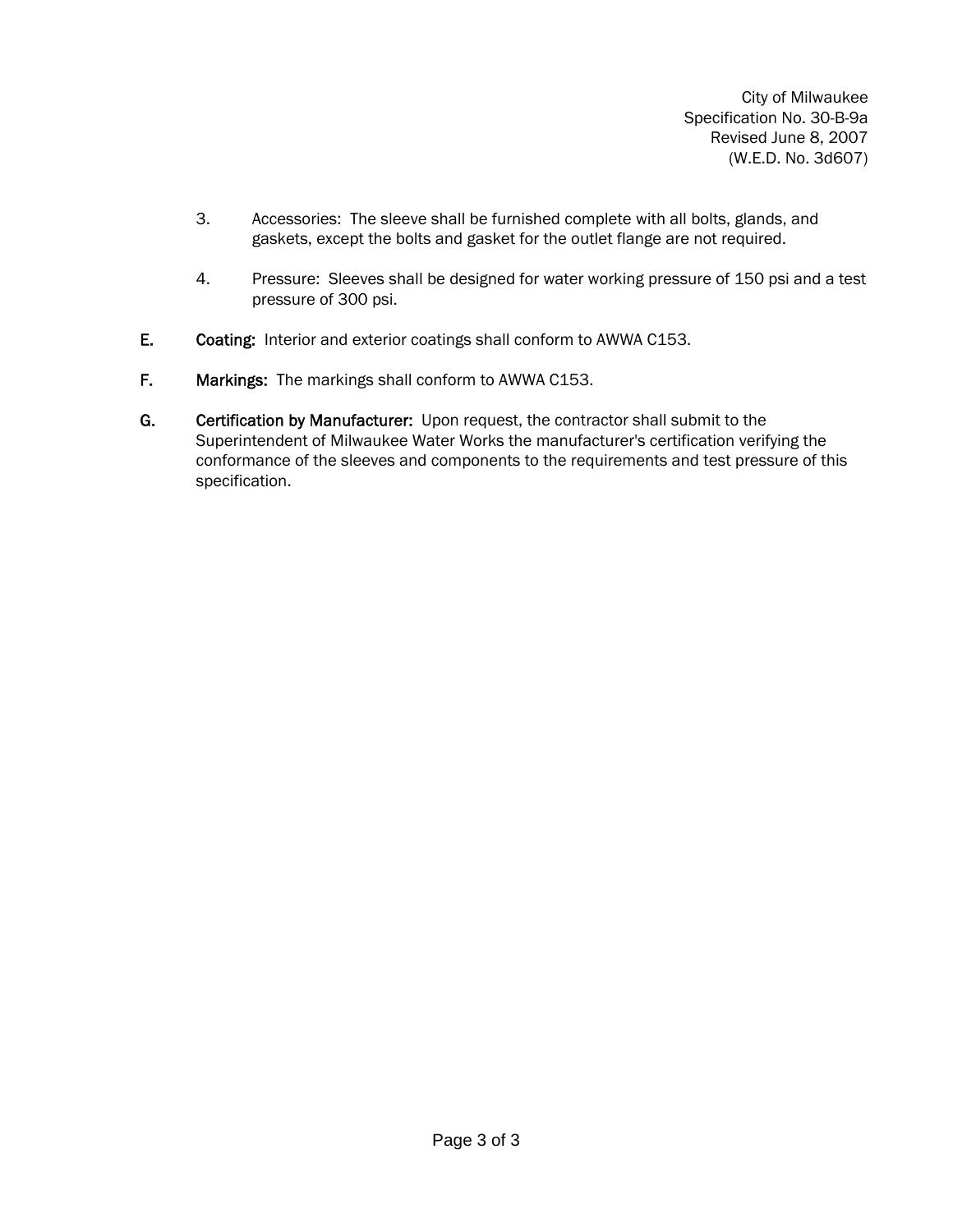3. Accessories: The sleeve shall be furnished complete with all bolts, glands, and gaskets, except the bolts and gasket for the outlet flange are not required.

4. Pressure: Sleeves shall be designed for water working pressure of 150 psi and a test pressure of 300 psi.

E. **Coating:** Interior and exterior coatings shall conform to AWWA C153.

F. **Markings:** The markings shall conform to AWWA C153.

G. **Certification by Manufacturer:** Upon request, the contractor shall submit to the Superintendent of Milwaukee Water Works the manufacturer's certification verifying the conformance of the sleeves and components to the requirements and test pressure of this specification.